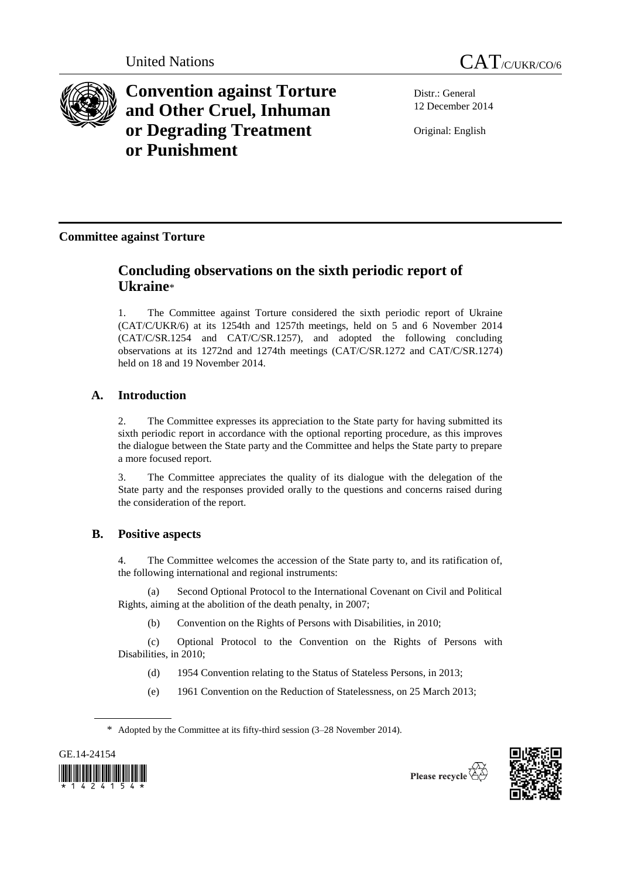United Nations

CAT/C/UKR/CO/6

# Convention against Torture and Other Cruel, Inhuman or Degrading Treatment or Punishment

Distr.: General
12 December 2014

Original: English

**Committee against Torture**

## Concluding observations on the sixth periodic report of Ukraine*

1. The Committee against Torture considered the sixth periodic report of Ukraine (CAT/C/UKR/6) at its 1254th and 1257th meetings, held on 5 and 6 November 2014 (CAT/C/SR.1254 and CAT/C/SR.1257), and adopted the following concluding observations at its 1272nd and 1274th meetings (CAT/C/SR.1272 and CAT/C/SR.1274) held on 18 and 19 November 2014.

### A. Introduction

2. The Committee expresses its appreciation to the State party for having submitted its sixth periodic report in accordance with the optional reporting procedure, as this improves the dialogue between the State party and the Committee and helps the State party to prepare a more focused report.

3. The Committee appreciates the quality of its dialogue with the delegation of the State party and the responses provided orally to the questions and concerns raised during the consideration of the report.

### B. Positive aspects

4. The Committee welcomes the accession of the State party to, and its ratification of, the following international and regional instruments:

(a) Second Optional Protocol to the International Covenant on Civil and Political Rights, aiming at the abolition of the death penalty, in 2007;

(b) Convention on the Rights of Persons with Disabilities, in 2010;

(c) Optional Protocol to the Convention on the Rights of Persons with Disabilities, in 2010;

(d) 1954 Convention relating to the Status of Stateless Persons, in 2013;

(e) 1961 Convention on the Reduction of Statelessness, on 25 March 2013;

---

* Adopted by the Committee at its fifty-third session (3–28 November 2014).

GE.14-24154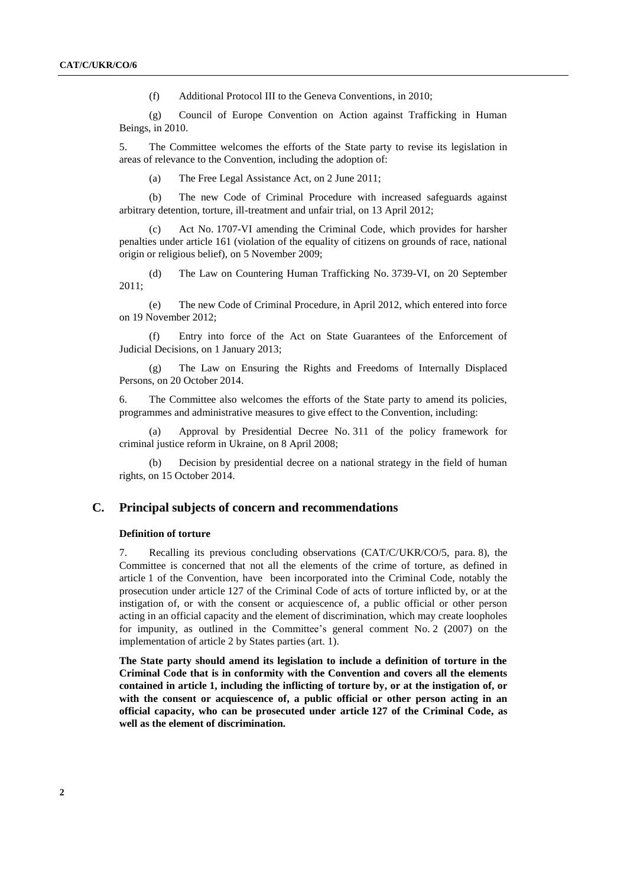(f) Additional Protocol III to the Geneva Conventions, in 2010;

(g) Council of Europe Convention on Action against Trafficking in Human Beings, in 2010.

5. The Committee welcomes the efforts of the State party to revise its legislation in areas of relevance to the Convention, including the adoption of:

(a) The Free Legal Assistance Act, on 2 June 2011;

(b) The new Code of Criminal Procedure with increased safeguards against arbitrary detention, torture, ill-treatment and unfair trial, on 13 April 2012;

(c) Act No. 1707-VI amending the Criminal Code, which provides for harsher penalties under article 161 (violation of the equality of citizens on grounds of race, national origin or religious belief), on 5 November 2009;

(d) The Law on Countering Human Trafficking No. 3739-VI, on 20 September 2011;

(e) The new Code of Criminal Procedure, in April 2012, which entered into force on 19 November 2012;

(f) Entry into force of the Act on State Guarantees of the Enforcement of Judicial Decisions, on 1 January 2013;

(g) The Law on Ensuring the Rights and Freedoms of Internally Displaced Persons, on 20 October 2014.

6. The Committee also welcomes the efforts of the State party to amend its policies, programmes and administrative measures to give effect to the Convention, including:

(a) Approval by Presidential Decree No. 311 of the policy framework for criminal justice reform in Ukraine, on 8 April 2008;

(b) Decision by presidential decree on a national strategy in the field of human rights, on 15 October 2014.

## C. Principal subjects of concern and recommendations

### Definition of torture

7. Recalling its previous concluding observations (CAT/C/UKR/CO/5, para. 8), the Committee is concerned that not all the elements of the crime of torture, as defined in article 1 of the Convention, have been incorporated into the Criminal Code, notably the prosecution under article 127 of the Criminal Code of acts of torture inflicted by, or at the instigation of, or with the consent or acquiescence of, a public official or other person acting in an official capacity and the element of discrimination, which may create loopholes for impunity, as outlined in the Committee's general comment No. 2 (2007) on the implementation of article 2 by States parties (art. 1).

**The State party should amend its legislation to include a definition of torture in the Criminal Code that is in conformity with the Convention and covers all the elements contained in article 1, including the inflicting of torture by, or at the instigation of, or with the consent or acquiescence of, a public official or other person acting in an official capacity, who can be prosecuted under article 127 of the Criminal Code, as well as the element of discrimination.**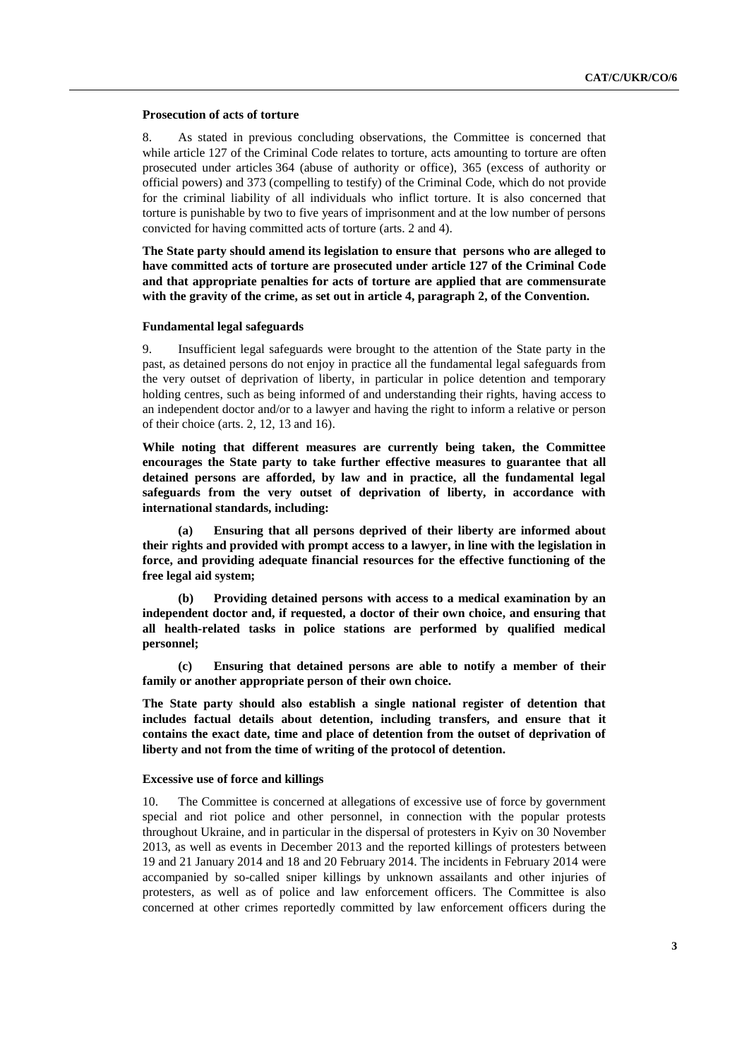### Prosecution of acts of torture

8. As stated in previous concluding observations, the Committee is concerned that while article 127 of the Criminal Code relates to torture, acts amounting to torture are often prosecuted under articles 364 (abuse of authority or office), 365 (excess of authority or official powers) and 373 (compelling to testify) of the Criminal Code, which do not provide for the criminal liability of all individuals who inflict torture. It is also concerned that torture is punishable by two to five years of imprisonment and at the low number of persons convicted for having committed acts of torture (arts. 2 and 4).

**The State party should amend its legislation to ensure that persons who are alleged to have committed acts of torture are prosecuted under article 127 of the Criminal Code and that appropriate penalties for acts of torture are applied that are commensurate with the gravity of the crime, as set out in article 4, paragraph 2, of the Convention.**

### Fundamental legal safeguards

9. Insufficient legal safeguards were brought to the attention of the State party in the past, as detained persons do not enjoy in practice all the fundamental legal safeguards from the very outset of deprivation of liberty, in particular in police detention and temporary holding centres, such as being informed of and understanding their rights, having access to an independent doctor and/or to a lawyer and having the right to inform a relative or person of their choice (arts. 2, 12, 13 and 16).

**While noting that different measures are currently being taken, the Committee encourages the State party to take further effective measures to guarantee that all detained persons are afforded, by law and in practice, all the fundamental legal safeguards from the very outset of deprivation of liberty, in accordance with international standards, including:**

**(a) Ensuring that all persons deprived of their liberty are informed about their rights and provided with prompt access to a lawyer, in line with the legislation in force, and providing adequate financial resources for the effective functioning of the free legal aid system;**

**(b) Providing detained persons with access to a medical examination by an independent doctor and, if requested, a doctor of their own choice, and ensuring that all health-related tasks in police stations are performed by qualified medical personnel;**

**(c) Ensuring that detained persons are able to notify a member of their family or another appropriate person of their own choice.**

**The State party should also establish a single national register of detention that includes factual details about detention, including transfers, and ensure that it contains the exact date, time and place of detention from the outset of deprivation of liberty and not from the time of writing of the protocol of detention.**

### Excessive use of force and killings

10. The Committee is concerned at allegations of excessive use of force by government special and riot police and other personnel, in connection with the popular protests throughout Ukraine, and in particular in the dispersal of protesters in Kyiv on 30 November 2013, as well as events in December 2013 and the reported killings of protesters between 19 and 21 January 2014 and 18 and 20 February 2014. The incidents in February 2014 were accompanied by so-called sniper killings by unknown assailants and other injuries of protesters, as well as of police and law enforcement officers. The Committee is also concerned at other crimes reportedly committed by law enforcement officers during the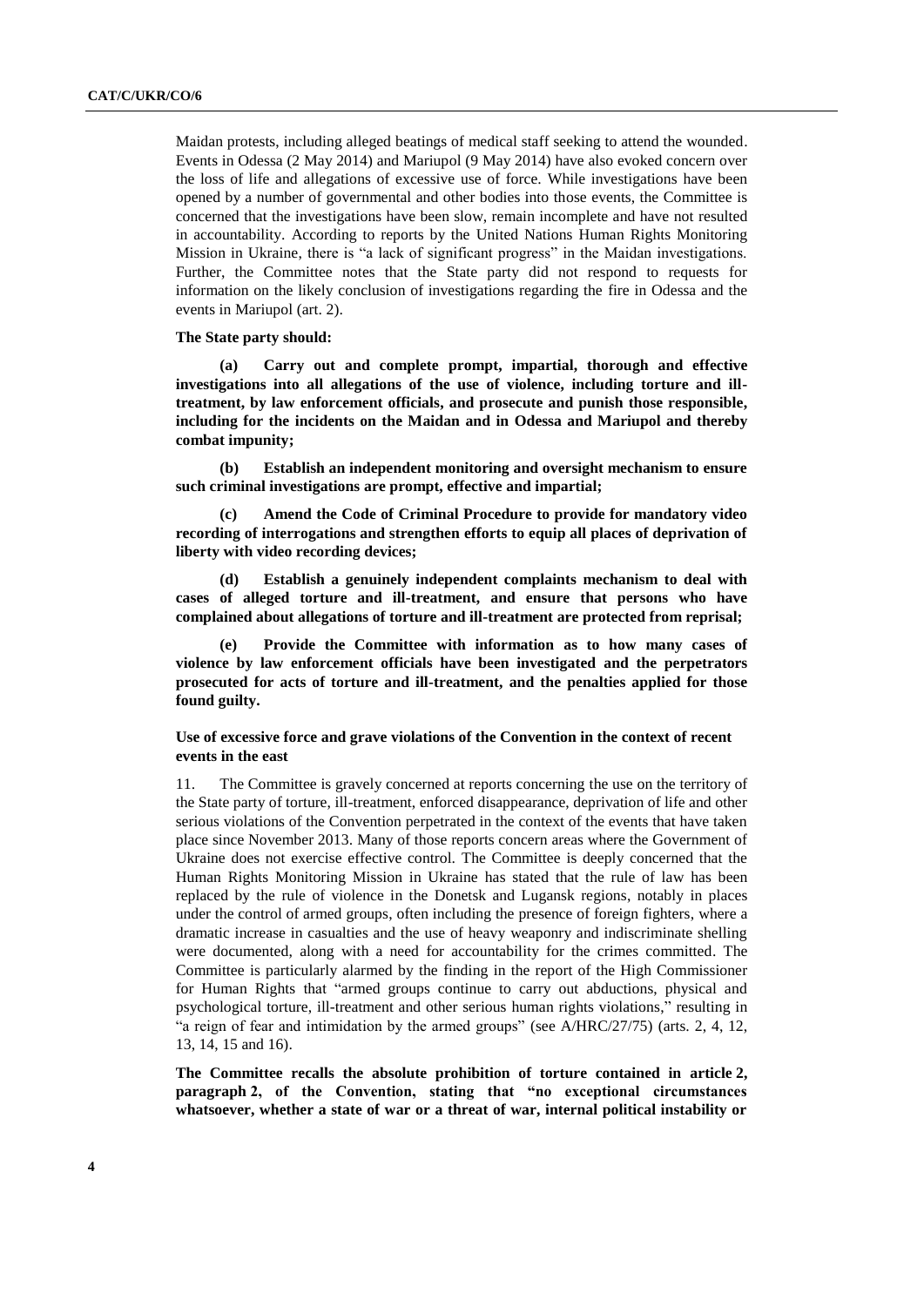Maidan protests, including alleged beatings of medical staff seeking to attend the wounded. Events in Odessa (2 May 2014) and Mariupol (9 May 2014) have also evoked concern over the loss of life and allegations of excessive use of force. While investigations have been opened by a number of governmental and other bodies into those events, the Committee is concerned that the investigations have been slow, remain incomplete and have not resulted in accountability. According to reports by the United Nations Human Rights Monitoring Mission in Ukraine, there is "a lack of significant progress" in the Maidan investigations. Further, the Committee notes that the State party did not respond to requests for information on the likely conclusion of investigations regarding the fire in Odessa and the events in Mariupol (art. 2).

**The State party should:**

**(a) Carry out and complete prompt, impartial, thorough and effective investigations into all allegations of the use of violence, including torture and ill-treatment, by law enforcement officials, and prosecute and punish those responsible, including for the incidents on the Maidan and in Odessa and Mariupol and thereby combat impunity;**

**(b) Establish an independent monitoring and oversight mechanism to ensure such criminal investigations are prompt, effective and impartial;**

**(c) Amend the Code of Criminal Procedure to provide for mandatory video recording of interrogations and strengthen efforts to equip all places of deprivation of liberty with video recording devices;**

**(d) Establish a genuinely independent complaints mechanism to deal with cases of alleged torture and ill-treatment, and ensure that persons who have complained about allegations of torture and ill-treatment are protected from reprisal;**

**(e) Provide the Committee with information as to how many cases of violence by law enforcement officials have been investigated and the perpetrators prosecuted for acts of torture and ill-treatment, and the penalties applied for those found guilty.**

### Use of excessive force and grave violations of the Convention in the context of recent events in the east

11. The Committee is gravely concerned at reports concerning the use on the territory of the State party of torture, ill-treatment, enforced disappearance, deprivation of life and other serious violations of the Convention perpetrated in the context of the events that have taken place since November 2013. Many of those reports concern areas where the Government of Ukraine does not exercise effective control. The Committee is deeply concerned that the Human Rights Monitoring Mission in Ukraine has stated that the rule of law has been replaced by the rule of violence in the Donetsk and Lugansk regions, notably in places under the control of armed groups, often including the presence of foreign fighters, where a dramatic increase in casualties and the use of heavy weaponry and indiscriminate shelling were documented, along with a need for accountability for the crimes committed. The Committee is particularly alarmed by the finding in the report of the High Commissioner for Human Rights that "armed groups continue to carry out abductions, physical and psychological torture, ill-treatment and other serious human rights violations," resulting in "a reign of fear and intimidation by the armed groups" (see A/HRC/27/75) (arts. 2, 4, 12, 13, 14, 15 and 16).

**The Committee recalls the absolute prohibition of torture contained in article 2, paragraph 2, of the Convention, stating that "no exceptional circumstances whatsoever, whether a state of war or a threat of war, internal political instability or**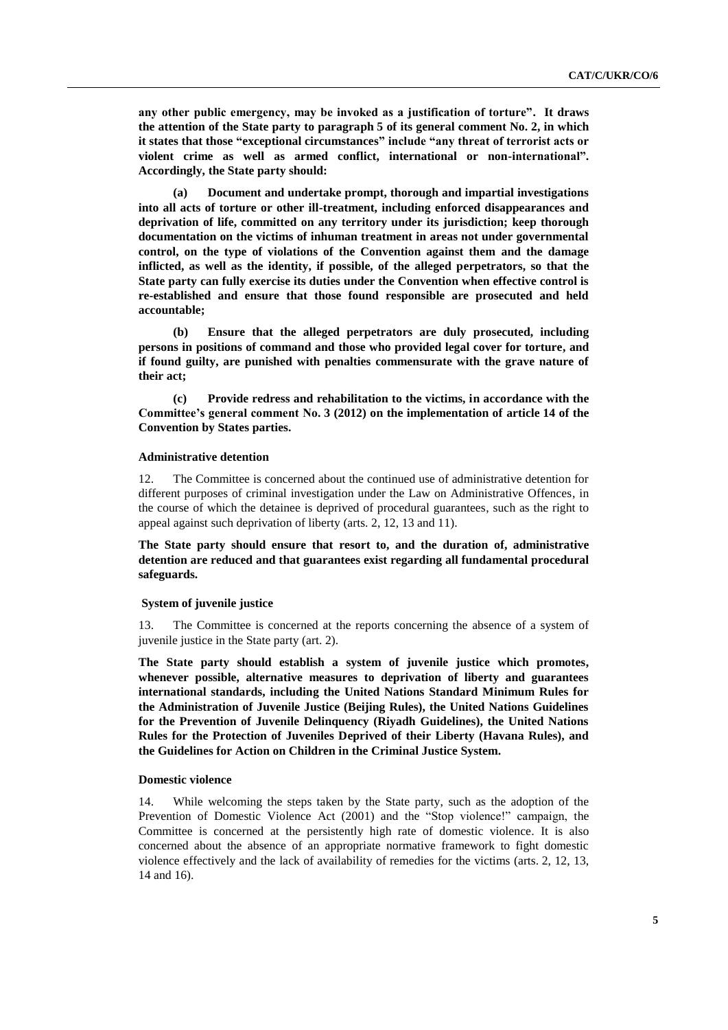**any other public emergency, may be invoked as a justification of torture". It draws the attention of the State party to paragraph 5 of its general comment No. 2, in which it states that those "exceptional circumstances" include "any threat of terrorist acts or violent crime as well as armed conflict, international or non-international". Accordingly, the State party should:**

**(a) Document and undertake prompt, thorough and impartial investigations into all acts of torture or other ill-treatment, including enforced disappearances and deprivation of life, committed on any territory under its jurisdiction; keep thorough documentation on the victims of inhuman treatment in areas not under governmental control, on the type of violations of the Convention against them and the damage inflicted, as well as the identity, if possible, of the alleged perpetrators, so that the State party can fully exercise its duties under the Convention when effective control is re-established and ensure that those found responsible are prosecuted and held accountable;**

**(b) Ensure that the alleged perpetrators are duly prosecuted, including persons in positions of command and those who provided legal cover for torture, and if found guilty, are punished with penalties commensurate with the grave nature of their act;**

**(c) Provide redress and rehabilitation to the victims, in accordance with the Committee's general comment No. 3 (2012) on the implementation of article 14 of the Convention by States parties.**

### Administrative detention

12. The Committee is concerned about the continued use of administrative detention for different purposes of criminal investigation under the Law on Administrative Offences, in the course of which the detainee is deprived of procedural guarantees, such as the right to appeal against such deprivation of liberty (arts. 2, 12, 13 and 11).

**The State party should ensure that resort to, and the duration of, administrative detention are reduced and that guarantees exist regarding all fundamental procedural safeguards.**

### System of juvenile justice

13. The Committee is concerned at the reports concerning the absence of a system of juvenile justice in the State party (art. 2).

**The State party should establish a system of juvenile justice which promotes, whenever possible, alternative measures to deprivation of liberty and guarantees international standards, including the United Nations Standard Minimum Rules for the Administration of Juvenile Justice (Beijing Rules), the United Nations Guidelines for the Prevention of Juvenile Delinquency (Riyadh Guidelines), the United Nations Rules for the Protection of Juveniles Deprived of their Liberty (Havana Rules), and the Guidelines for Action on Children in the Criminal Justice System.**

### Domestic violence

14. While welcoming the steps taken by the State party, such as the adoption of the Prevention of Domestic Violence Act (2001) and the "Stop violence!" campaign, the Committee is concerned at the persistently high rate of domestic violence. It is also concerned about the absence of an appropriate normative framework to fight domestic violence effectively and the lack of availability of remedies for the victims (arts. 2, 12, 13, 14 and 16).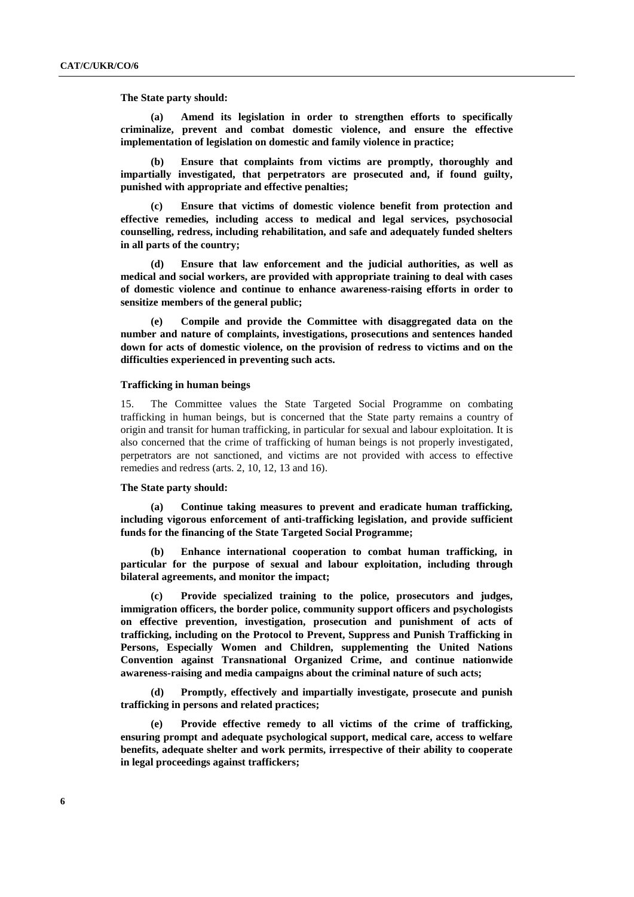**The State party should:**

**(a) Amend its legislation in order to strengthen efforts to specifically criminalize, prevent and combat domestic violence, and ensure the effective implementation of legislation on domestic and family violence in practice;**

**(b) Ensure that complaints from victims are promptly, thoroughly and impartially investigated, that perpetrators are prosecuted and, if found guilty, punished with appropriate and effective penalties;**

**(c) Ensure that victims of domestic violence benefit from protection and effective remedies, including access to medical and legal services, psychosocial counselling, redress, including rehabilitation, and safe and adequately funded shelters in all parts of the country;**

**(d) Ensure that law enforcement and the judicial authorities, as well as medical and social workers, are provided with appropriate training to deal with cases of domestic violence and continue to enhance awareness-raising efforts in order to sensitize members of the general public;**

**(e) Compile and provide the Committee with disaggregated data on the number and nature of complaints, investigations, prosecutions and sentences handed down for acts of domestic violence, on the provision of redress to victims and on the difficulties experienced in preventing such acts.**

### Trafficking in human beings

15. The Committee values the State Targeted Social Programme on combating trafficking in human beings, but is concerned that the State party remains a country of origin and transit for human trafficking, in particular for sexual and labour exploitation. It is also concerned that the crime of trafficking of human beings is not properly investigated, perpetrators are not sanctioned, and victims are not provided with access to effective remedies and redress (arts. 2, 10, 12, 13 and 16).

**The State party should:**

**(a) Continue taking measures to prevent and eradicate human trafficking, including vigorous enforcement of anti-trafficking legislation, and provide sufficient funds for the financing of the State Targeted Social Programme;**

**(b) Enhance international cooperation to combat human trafficking, in particular for the purpose of sexual and labour exploitation, including through bilateral agreements, and monitor the impact;**

**(c) Provide specialized training to the police, prosecutors and judges, immigration officers, the border police, community support officers and psychologists on effective prevention, investigation, prosecution and punishment of acts of trafficking, including on the Protocol to Prevent, Suppress and Punish Trafficking in Persons, Especially Women and Children, supplementing the United Nations Convention against Transnational Organized Crime, and continue nationwide awareness-raising and media campaigns about the criminal nature of such acts;**

**(d) Promptly, effectively and impartially investigate, prosecute and punish trafficking in persons and related practices;**

**(e) Provide effective remedy to all victims of the crime of trafficking, ensuring prompt and adequate psychological support, medical care, access to welfare benefits, adequate shelter and work permits, irrespective of their ability to cooperate in legal proceedings against traffickers;**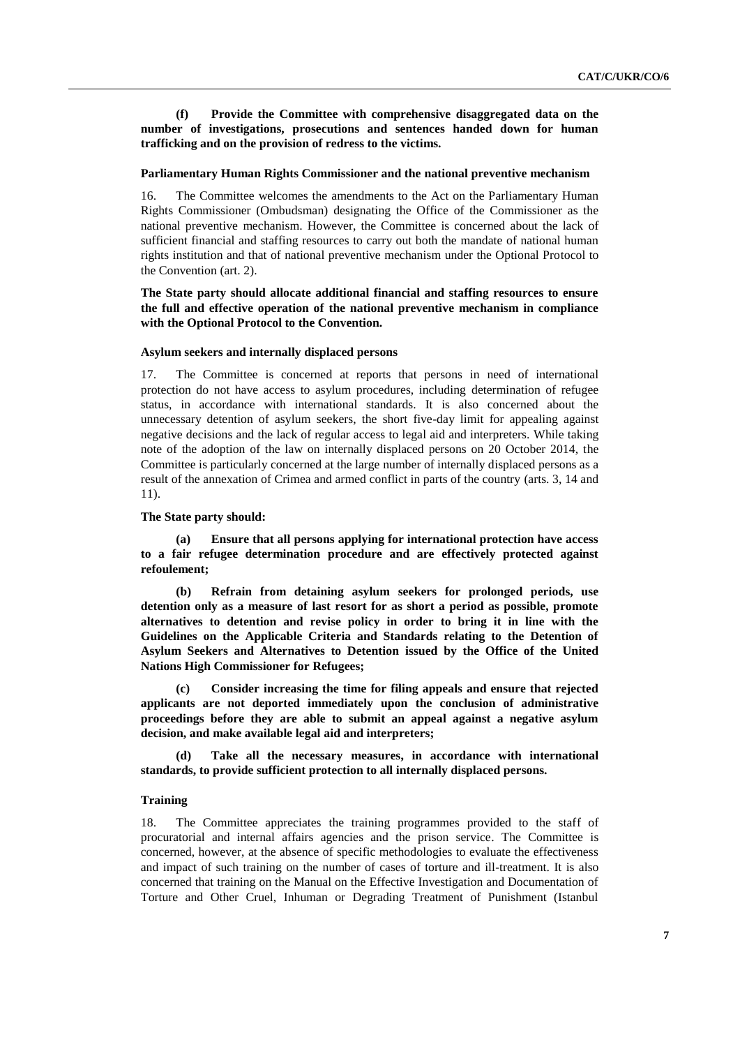**(f) Provide the Committee with comprehensive disaggregated data on the number of investigations, prosecutions and sentences handed down for human trafficking and on the provision of redress to the victims.**

### Parliamentary Human Rights Commissioner and the national preventive mechanism

16. The Committee welcomes the amendments to the Act on the Parliamentary Human Rights Commissioner (Ombudsman) designating the Office of the Commissioner as the national preventive mechanism. However, the Committee is concerned about the lack of sufficient financial and staffing resources to carry out both the mandate of national human rights institution and that of national preventive mechanism under the Optional Protocol to the Convention (art. 2).

**The State party should allocate additional financial and staffing resources to ensure the full and effective operation of the national preventive mechanism in compliance with the Optional Protocol to the Convention.**

### Asylum seekers and internally displaced persons

17. The Committee is concerned at reports that persons in need of international protection do not have access to asylum procedures, including determination of refugee status, in accordance with international standards. It is also concerned about the unnecessary detention of asylum seekers, the short five-day limit for appealing against negative decisions and the lack of regular access to legal aid and interpreters. While taking note of the adoption of the law on internally displaced persons on 20 October 2014, the Committee is particularly concerned at the large number of internally displaced persons as a result of the annexation of Crimea and armed conflict in parts of the country (arts. 3, 14 and 11).

**The State party should:**

**(a) Ensure that all persons applying for international protection have access to a fair refugee determination procedure and are effectively protected against refoulement;**

**(b) Refrain from detaining asylum seekers for prolonged periods, use detention only as a measure of last resort for as short a period as possible, promote alternatives to detention and revise policy in order to bring it in line with the Guidelines on the Applicable Criteria and Standards relating to the Detention of Asylum Seekers and Alternatives to Detention issued by the Office of the United Nations High Commissioner for Refugees;**

**(c) Consider increasing the time for filing appeals and ensure that rejected applicants are not deported immediately upon the conclusion of administrative proceedings before they are able to submit an appeal against a negative asylum decision, and make available legal aid and interpreters;**

**(d) Take all the necessary measures, in accordance with international standards, to provide sufficient protection to all internally displaced persons.**

### Training

18. The Committee appreciates the training programmes provided to the staff of procuratorial and internal affairs agencies and the prison service. The Committee is concerned, however, at the absence of specific methodologies to evaluate the effectiveness and impact of such training on the number of cases of torture and ill-treatment. It is also concerned that training on the Manual on the Effective Investigation and Documentation of Torture and Other Cruel, Inhuman or Degrading Treatment of Punishment (Istanbul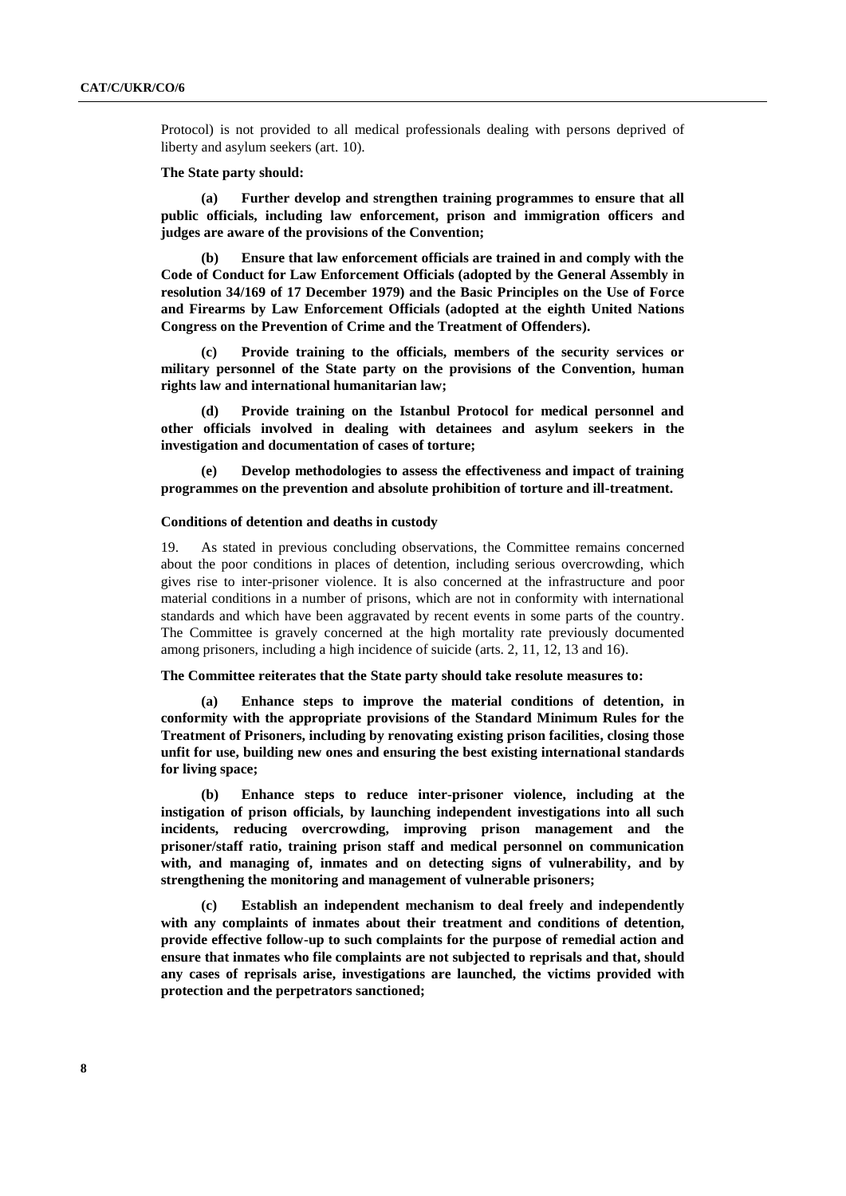Protocol) is not provided to all medical professionals dealing with persons deprived of liberty and asylum seekers (art. 10).

**The State party should:**

**(a) Further develop and strengthen training programmes to ensure that all public officials, including law enforcement, prison and immigration officers and judges are aware of the provisions of the Convention;**

**(b) Ensure that law enforcement officials are trained in and comply with the Code of Conduct for Law Enforcement Officials (adopted by the General Assembly in resolution 34/169 of 17 December 1979) and the Basic Principles on the Use of Force and Firearms by Law Enforcement Officials (adopted at the eighth United Nations Congress on the Prevention of Crime and the Treatment of Offenders).**

**(c) Provide training to the officials, members of the security services or military personnel of the State party on the provisions of the Convention, human rights law and international humanitarian law;**

**(d) Provide training on the Istanbul Protocol for medical personnel and other officials involved in dealing with detainees and asylum seekers in the investigation and documentation of cases of torture;**

**(e) Develop methodologies to assess the effectiveness and impact of training programmes on the prevention and absolute prohibition of torture and ill-treatment.**

**Conditions of detention and deaths in custody**

19. As stated in previous concluding observations, the Committee remains concerned about the poor conditions in places of detention, including serious overcrowding, which gives rise to inter-prisoner violence. It is also concerned at the infrastructure and poor material conditions in a number of prisons, which are not in conformity with international standards and which have been aggravated by recent events in some parts of the country. The Committee is gravely concerned at the high mortality rate previously documented among prisoners, including a high incidence of suicide (arts. 2, 11, 12, 13 and 16).

**The Committee reiterates that the State party should take resolute measures to:**

**(a) Enhance steps to improve the material conditions of detention, in conformity with the appropriate provisions of the Standard Minimum Rules for the Treatment of Prisoners, including by renovating existing prison facilities, closing those unfit for use, building new ones and ensuring the best existing international standards for living space;**

**(b) Enhance steps to reduce inter-prisoner violence, including at the instigation of prison officials, by launching independent investigations into all such incidents, reducing overcrowding, improving prison management and the prisoner/staff ratio, training prison staff and medical personnel on communication with, and managing of, inmates and on detecting signs of vulnerability, and by strengthening the monitoring and management of vulnerable prisoners;**

**(c) Establish an independent mechanism to deal freely and independently with any complaints of inmates about their treatment and conditions of detention, provide effective follow-up to such complaints for the purpose of remedial action and ensure that inmates who file complaints are not subjected to reprisals and that, should any cases of reprisals arise, investigations are launched, the victims provided with protection and the perpetrators sanctioned;**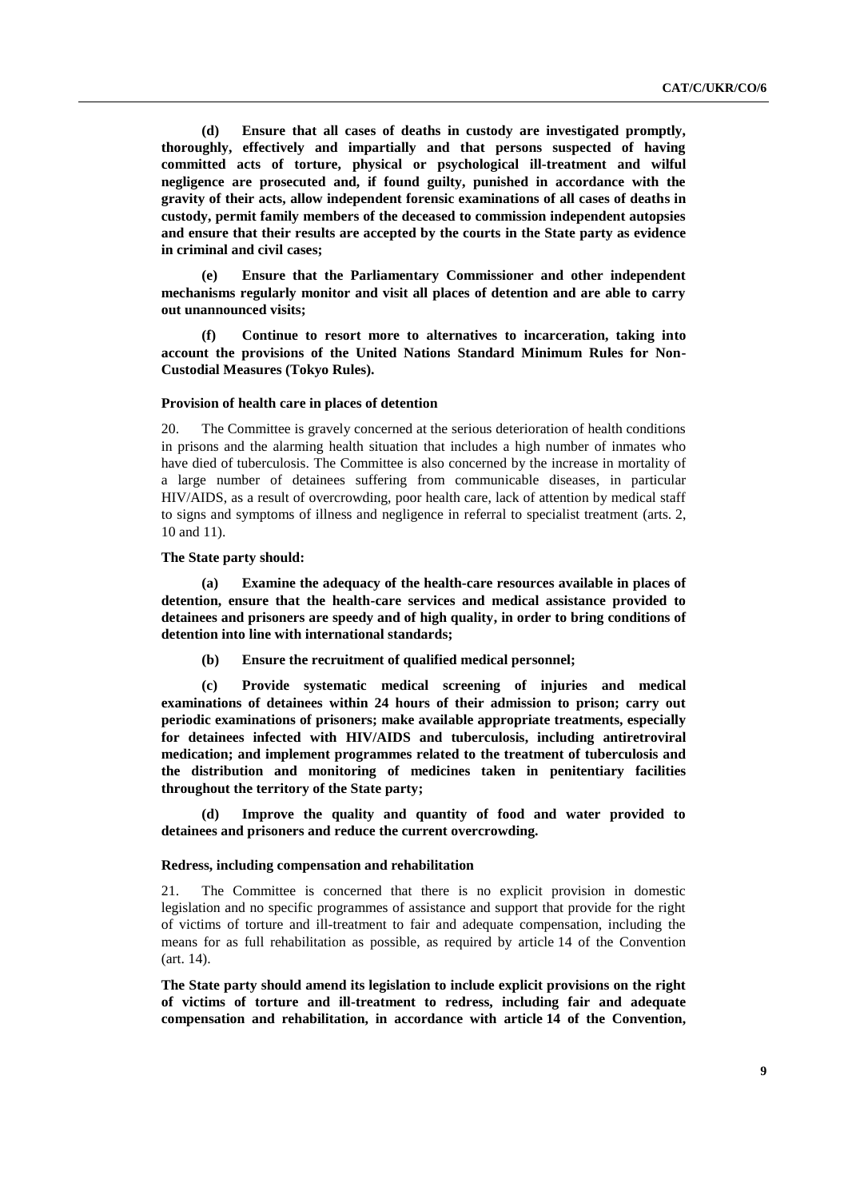**(d) Ensure that all cases of deaths in custody are investigated promptly, thoroughly, effectively and impartially and that persons suspected of having committed acts of torture, physical or psychological ill-treatment and wilful negligence are prosecuted and, if found guilty, punished in accordance with the gravity of their acts, allow independent forensic examinations of all cases of deaths in custody, permit family members of the deceased to commission independent autopsies and ensure that their results are accepted by the courts in the State party as evidence in criminal and civil cases;**

**(e) Ensure that the Parliamentary Commissioner and other independent mechanisms regularly monitor and visit all places of detention and are able to carry out unannounced visits;**

**(f) Continue to resort more to alternatives to incarceration, taking into account the provisions of the United Nations Standard Minimum Rules for Non-Custodial Measures (Tokyo Rules).**

#### Provision of health care in places of detention

20. The Committee is gravely concerned at the serious deterioration of health conditions in prisons and the alarming health situation that includes a high number of inmates who have died of tuberculosis. The Committee is also concerned by the increase in mortality of a large number of detainees suffering from communicable diseases, in particular HIV/AIDS, as a result of overcrowding, poor health care, lack of attention by medical staff to signs and symptoms of illness and negligence in referral to specialist treatment (arts. 2, 10 and 11).

**The State party should:**

**(a) Examine the adequacy of the health-care resources available in places of detention, ensure that the health-care services and medical assistance provided to detainees and prisoners are speedy and of high quality, in order to bring conditions of detention into line with international standards;**

**(b) Ensure the recruitment of qualified medical personnel;**

**(c) Provide systematic medical screening of injuries and medical examinations of detainees within 24 hours of their admission to prison; carry out periodic examinations of prisoners; make available appropriate treatments, especially for detainees infected with HIV/AIDS and tuberculosis, including antiretroviral medication; and implement programmes related to the treatment of tuberculosis and the distribution and monitoring of medicines taken in penitentiary facilities throughout the territory of the State party;**

**(d) Improve the quality and quantity of food and water provided to detainees and prisoners and reduce the current overcrowding.**

#### Redress, including compensation and rehabilitation

21. The Committee is concerned that there is no explicit provision in domestic legislation and no specific programmes of assistance and support that provide for the right of victims of torture and ill-treatment to fair and adequate compensation, including the means for as full rehabilitation as possible, as required by article 14 of the Convention (art. 14).

**The State party should amend its legislation to include explicit provisions on the right of victims of torture and ill-treatment to redress, including fair and adequate compensation and rehabilitation, in accordance with article 14 of the Convention,**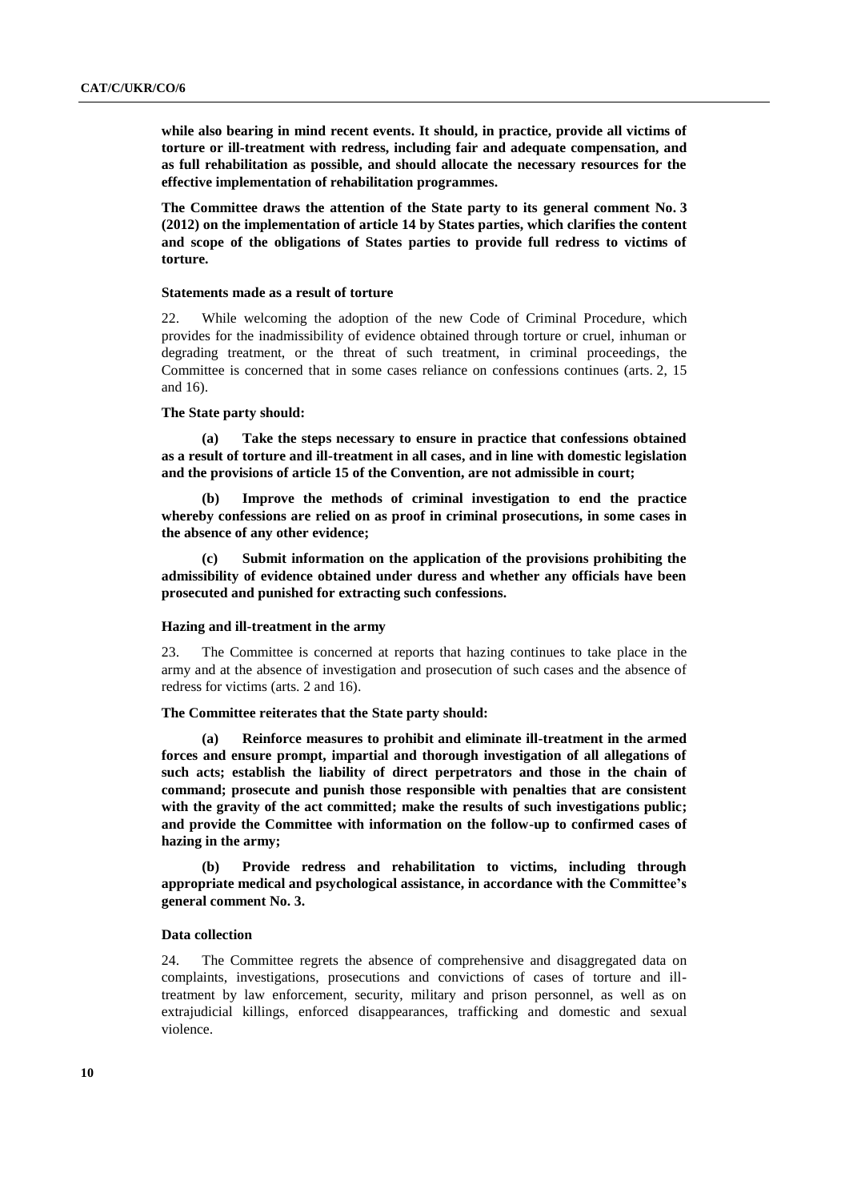**while also bearing in mind recent events. It should, in practice, provide all victims of torture or ill-treatment with redress, including fair and adequate compensation, and as full rehabilitation as possible, and should allocate the necessary resources for the effective implementation of rehabilitation programmes.**

**The Committee draws the attention of the State party to its general comment No. 3 (2012) on the implementation of article 14 by States parties, which clarifies the content and scope of the obligations of States parties to provide full redress to victims of torture.**

#### Statements made as a result of torture

22. While welcoming the adoption of the new Code of Criminal Procedure, which provides for the inadmissibility of evidence obtained through torture or cruel, inhuman or degrading treatment, or the threat of such treatment, in criminal proceedings, the Committee is concerned that in some cases reliance on confessions continues (arts. 2, 15 and 16).

**The State party should:**

**(a) Take the steps necessary to ensure in practice that confessions obtained as a result of torture and ill-treatment in all cases, and in line with domestic legislation and the provisions of article 15 of the Convention, are not admissible in court;**

**(b) Improve the methods of criminal investigation to end the practice whereby confessions are relied on as proof in criminal prosecutions, in some cases in the absence of any other evidence;**

**(c) Submit information on the application of the provisions prohibiting the admissibility of evidence obtained under duress and whether any officials have been prosecuted and punished for extracting such confessions.**

#### Hazing and ill-treatment in the army

23. The Committee is concerned at reports that hazing continues to take place in the army and at the absence of investigation and prosecution of such cases and the absence of redress for victims (arts. 2 and 16).

**The Committee reiterates that the State party should:**

**(a) Reinforce measures to prohibit and eliminate ill-treatment in the armed forces and ensure prompt, impartial and thorough investigation of all allegations of such acts; establish the liability of direct perpetrators and those in the chain of command; prosecute and punish those responsible with penalties that are consistent with the gravity of the act committed; make the results of such investigations public; and provide the Committee with information on the follow-up to confirmed cases of hazing in the army;**

**(b) Provide redress and rehabilitation to victims, including through appropriate medical and psychological assistance, in accordance with the Committee's general comment No. 3.**

#### Data collection

24. The Committee regrets the absence of comprehensive and disaggregated data on complaints, investigations, prosecutions and convictions of cases of torture and ill-treatment by law enforcement, security, military and prison personnel, as well as on extrajudicial killings, enforced disappearances, trafficking and domestic and sexual violence.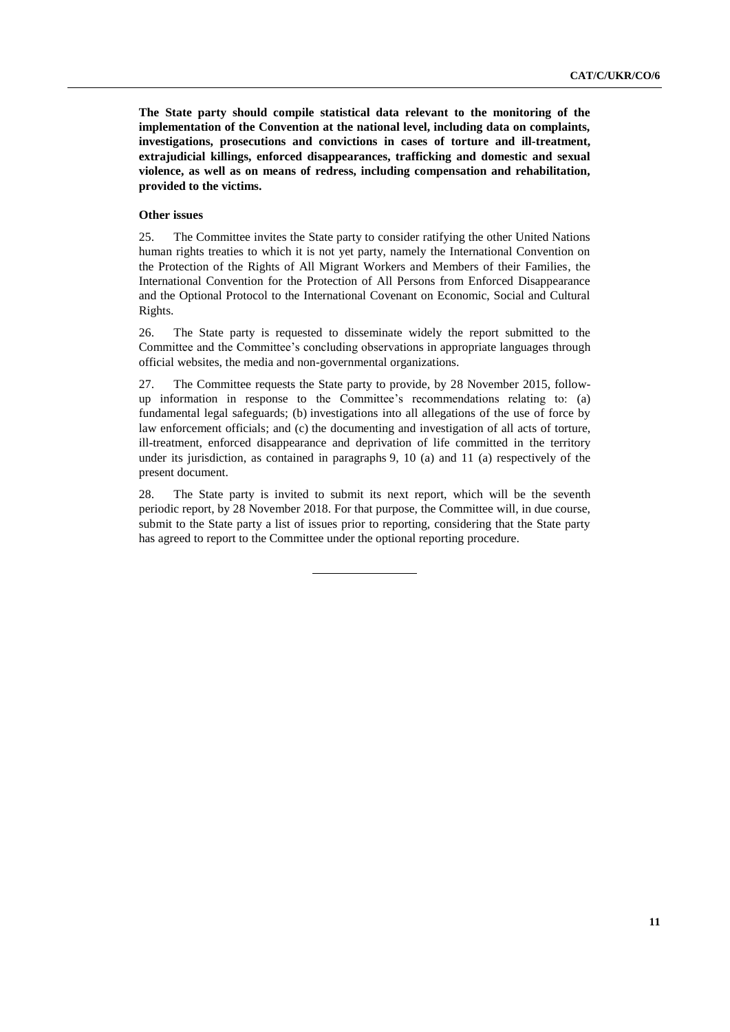**The State party should compile statistical data relevant to the monitoring of the implementation of the Convention at the national level, including data on complaints, investigations, prosecutions and convictions in cases of torture and ill-treatment, extrajudicial killings, enforced disappearances, trafficking and domestic and sexual violence, as well as on means of redress, including compensation and rehabilitation, provided to the victims.**

**Other issues**

25. The Committee invites the State party to consider ratifying the other United Nations human rights treaties to which it is not yet party, namely the International Convention on the Protection of the Rights of All Migrant Workers and Members of their Families, the International Convention for the Protection of All Persons from Enforced Disappearance and the Optional Protocol to the International Covenant on Economic, Social and Cultural Rights.

26. The State party is requested to disseminate widely the report submitted to the Committee and the Committee's concluding observations in appropriate languages through official websites, the media and non-governmental organizations.

27. The Committee requests the State party to provide, by 28 November 2015, follow-up information in response to the Committee's recommendations relating to: (a) fundamental legal safeguards; (b) investigations into all allegations of the use of force by law enforcement officials; and (c) the documenting and investigation of all acts of torture, ill-treatment, enforced disappearance and deprivation of life committed in the territory under its jurisdiction, as contained in paragraphs 9, 10 (a) and 11 (a) respectively of the present document.

28. The State party is invited to submit its next report, which will be the seventh periodic report, by 28 November 2018. For that purpose, the Committee will, in due course, submit to the State party a list of issues prior to reporting, considering that the State party has agreed to report to the Committee under the optional reporting procedure.